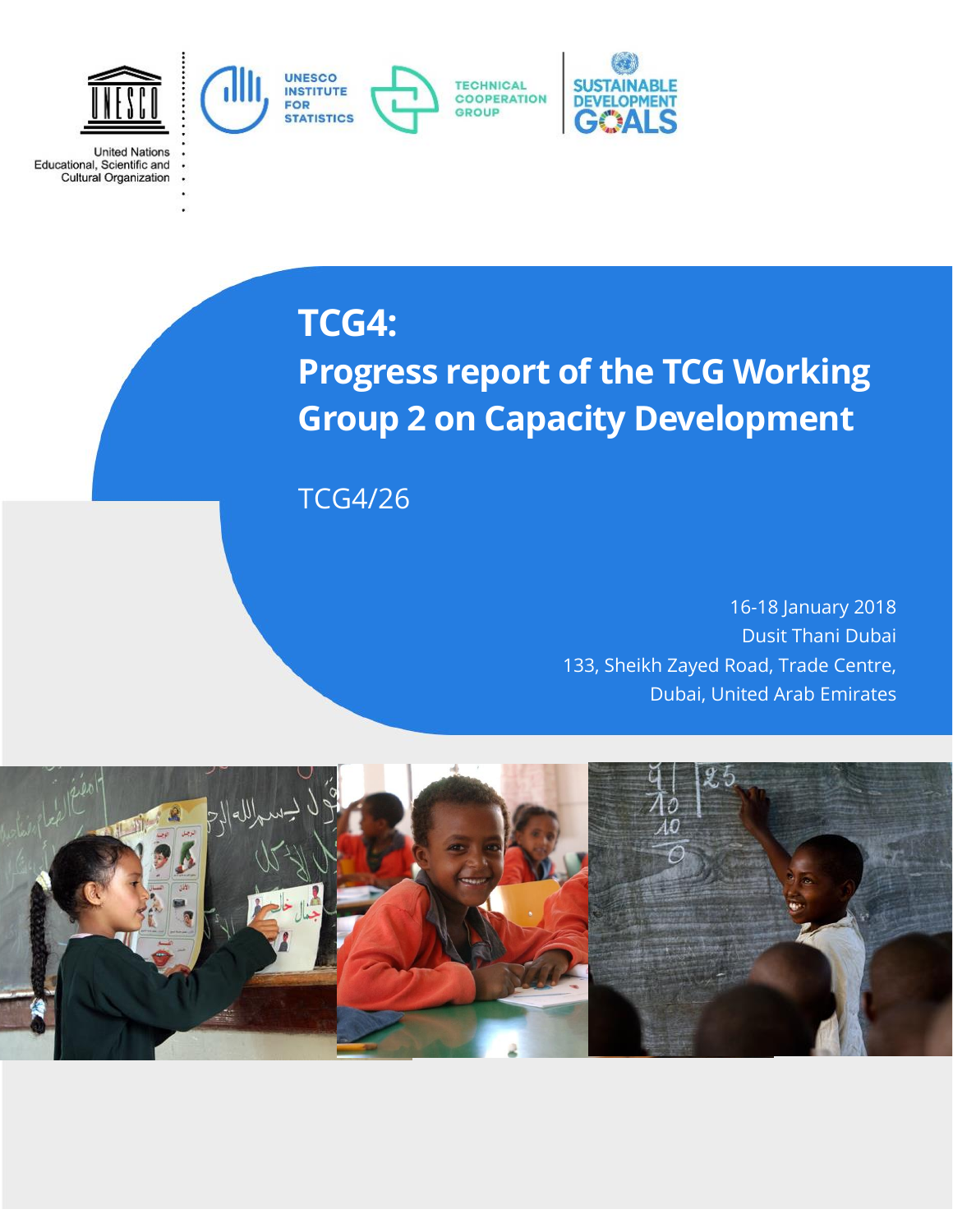United Nations Educational, Scientific and Cultural Organization

UNESCO INSTITUTE FOR STATISTICS

TECHNICAL COOPERATION GROUP

SUSTAINABLE DEVELOPMENT GOALS

# TCG4: Progress report of the TCG Working Group 2 on Capacity Development

TCG4/26

16-18 January 2018
Dusit Thani Dubai
133, Sheikh Zayed Road, Trade Centre,
Dubai, United Arab Emirates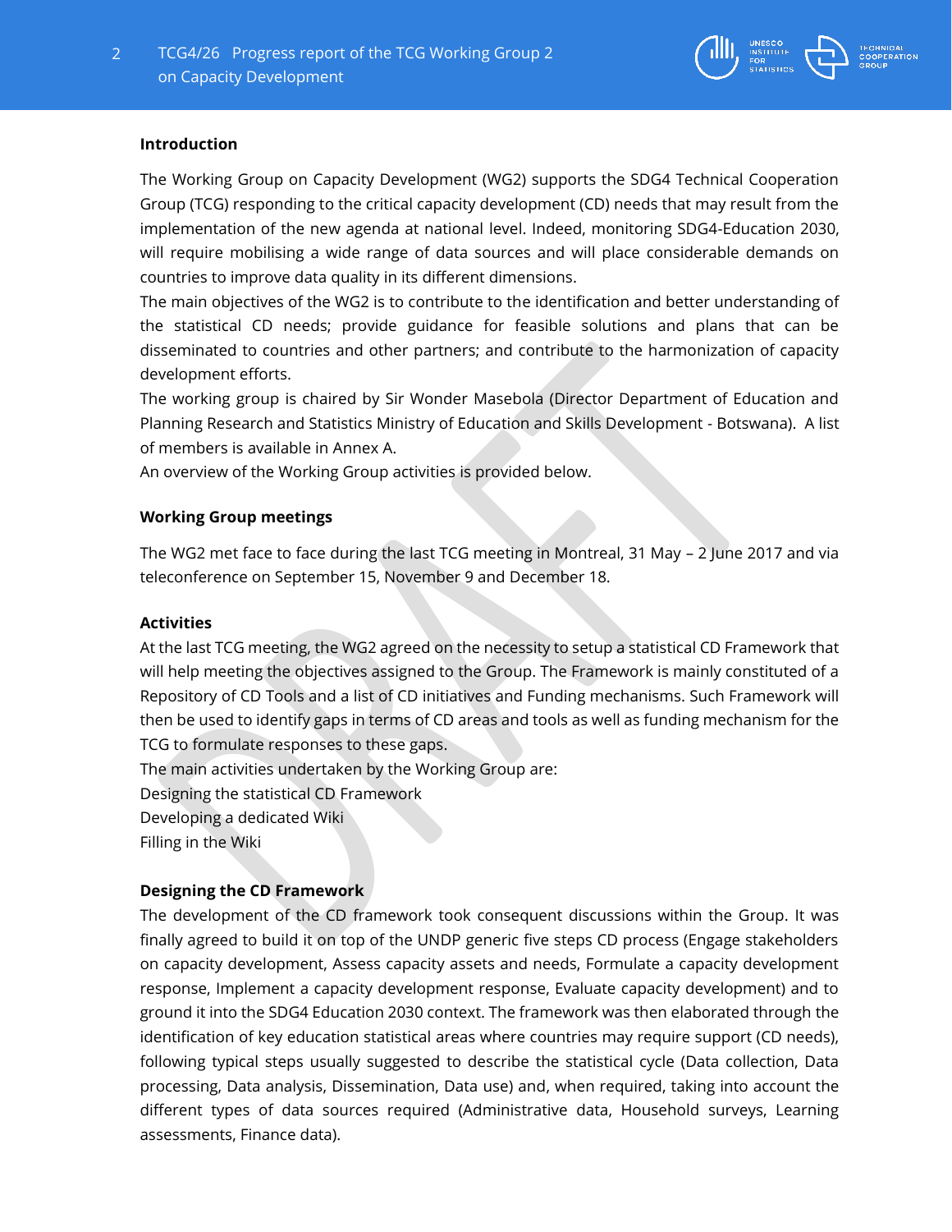**Introduction**

The Working Group on Capacity Development (WG2) supports the SDG4 Technical Cooperation Group (TCG) responding to the critical capacity development (CD) needs that may result from the implementation of the new agenda at national level. Indeed, monitoring SDG4-Education 2030, will require mobilising a wide range of data sources and will place considerable demands on countries to improve data quality in its different dimensions.

The main objectives of the WG2 is to contribute to the identification and better understanding of the statistical CD needs; provide guidance for feasible solutions and plans that can be disseminated to countries and other partners; and contribute to the harmonization of capacity development efforts.

The working group is chaired by Sir Wonder Masebola (Director Department of Education and Planning Research and Statistics Ministry of Education and Skills Development - Botswana). A list of members is available in Annex A.

An overview of the Working Group activities is provided below.

**Working Group meetings**

The WG2 met face to face during the last TCG meeting in Montreal, 31 May – 2 June 2017 and via teleconference on September 15, November 9 and December 18.

**Activities**

At the last TCG meeting, the WG2 agreed on the necessity to setup a statistical CD Framework that will help meeting the objectives assigned to the Group. The Framework is mainly constituted of a Repository of CD Tools and a list of CD initiatives and Funding mechanisms. Such Framework will then be used to identify gaps in terms of CD areas and tools as well as funding mechanism for the TCG to formulate responses to these gaps.

The main activities undertaken by the Working Group are:

Designing the statistical CD Framework

Developing a dedicated Wiki

Filling in the Wiki

**Designing the CD Framework**

The development of the CD framework took consequent discussions within the Group. It was finally agreed to build it on top of the UNDP generic five steps CD process (Engage stakeholders on capacity development, Assess capacity assets and needs, Formulate a capacity development response, Implement a capacity development response, Evaluate capacity development) and to ground it into the SDG4 Education 2030 context. The framework was then elaborated through the identification of key education statistical areas where countries may require support (CD needs), following typical steps usually suggested to describe the statistical cycle (Data collection, Data processing, Data analysis, Dissemination, Data use) and, when required, taking into account the different types of data sources required (Administrative data, Household surveys, Learning assessments, Finance data).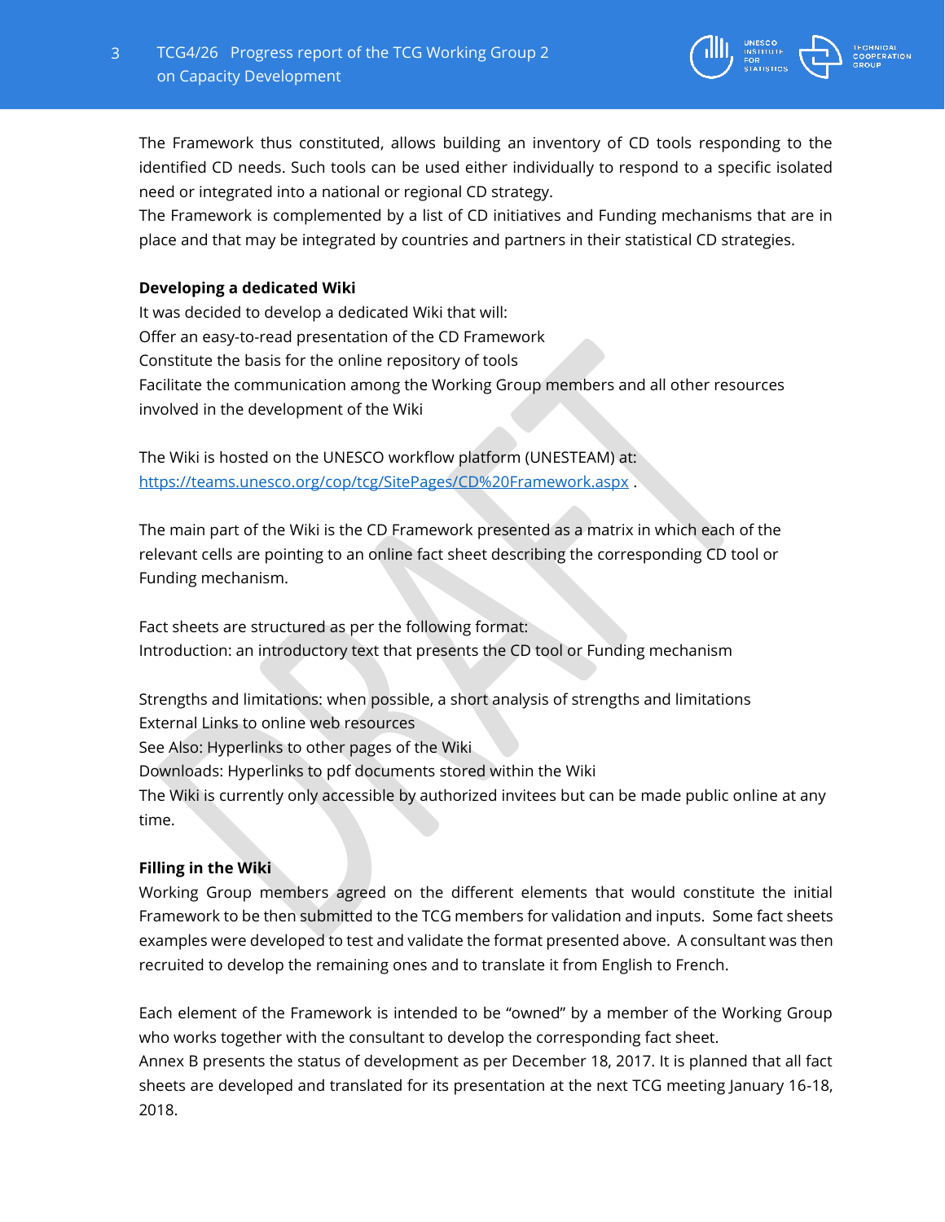The Framework thus constituted, allows building an inventory of CD tools responding to the identified CD needs. Such tools can be used either individually to respond to a specific isolated need or integrated into a national or regional CD strategy.
The Framework is complemented by a list of CD initiatives and Funding mechanisms that are in place and that may be integrated by countries and partners in their statistical CD strategies.

**Developing a dedicated Wiki**

It was decided to develop a dedicated Wiki that will:
Offer an easy-to-read presentation of the CD Framework
Constitute the basis for the online repository of tools
Facilitate the communication among the Working Group members and all other resources involved in the development of the Wiki

The Wiki is hosted on the UNESCO workflow platform (UNESTEAM) at: https://teams.unesco.org/cop/tcg/SitePages/CD%20Framework.aspx .

The main part of the Wiki is the CD Framework presented as a matrix in which each of the relevant cells are pointing to an online fact sheet describing the corresponding CD tool or Funding mechanism.

Fact sheets are structured as per the following format:
Introduction: an introductory text that presents the CD tool or Funding mechanism

Strengths and limitations: when possible, a short analysis of strengths and limitations
External Links to online web resources
See Also: Hyperlinks to other pages of the Wiki
Downloads: Hyperlinks to pdf documents stored within the Wiki
The Wiki is currently only accessible by authorized invitees but can be made public online at any time.

**Filling in the Wiki**

Working Group members agreed on the different elements that would constitute the initial Framework to be then submitted to the TCG members for validation and inputs. Some fact sheets examples were developed to test and validate the format presented above. A consultant was then recruited to develop the remaining ones and to translate it from English to French.

Each element of the Framework is intended to be "owned" by a member of the Working Group who works together with the consultant to develop the corresponding fact sheet.
Annex B presents the status of development as per December 18, 2017. It is planned that all fact sheets are developed and translated for its presentation at the next TCG meeting January 16-18, 2018.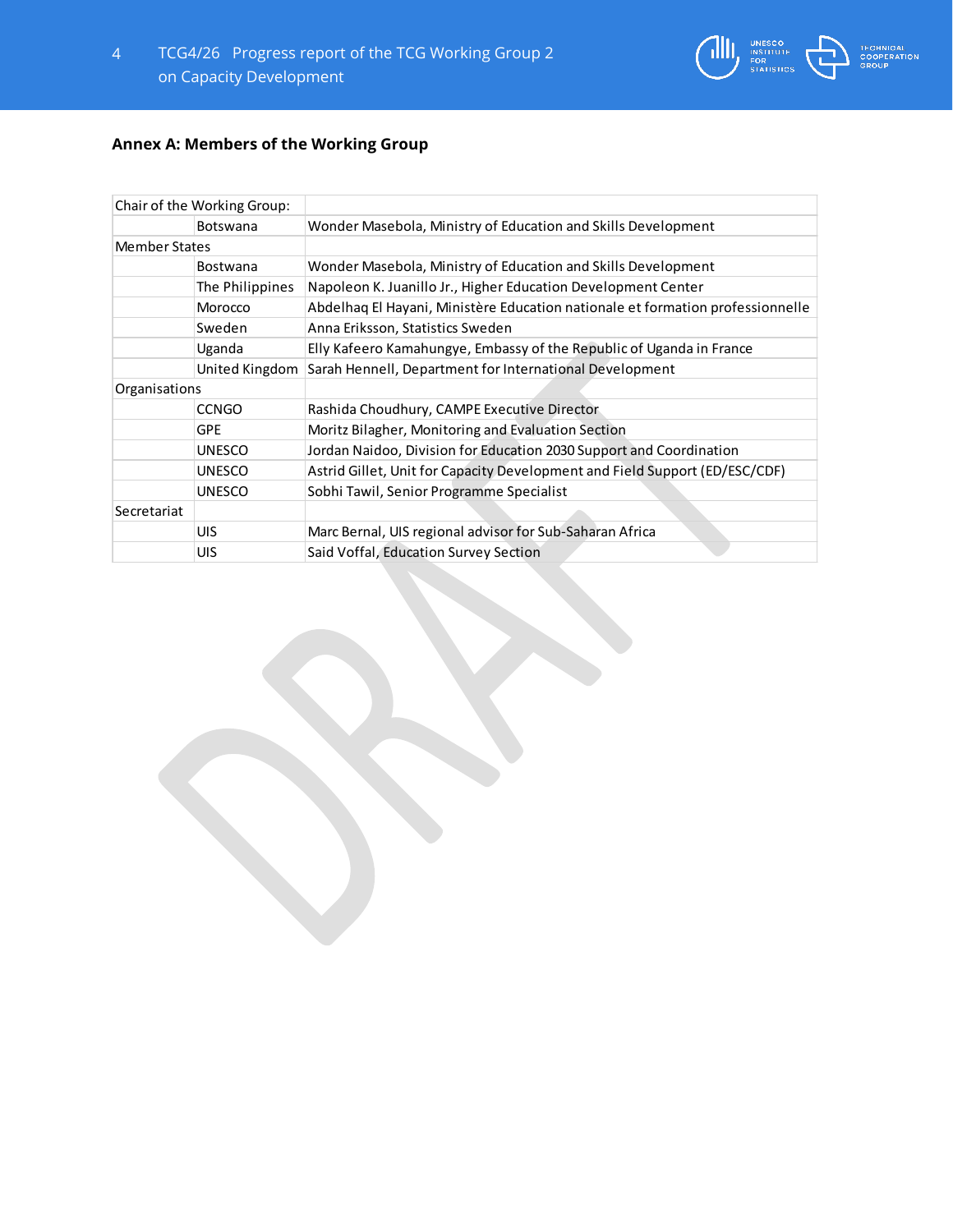## Annex A: Members of the Working Group

| Chair of the Working Group: | | |
|---|---|---|
| | Botswana | Wonder Masebola, Ministry of Education and Skills Development |
| Member States | | |
| | Bostwana | Wonder Masebola, Ministry of Education and Skills Development |
| | The Philippines | Napoleon K. Juanillo Jr., Higher Education Development Center |
| | Morocco | Abdelhaq El Hayani, Ministère Education nationale et formation professionnelle |
| | Sweden | Anna Eriksson, Statistics Sweden |
| | Uganda | Elly Kafeero Kamahungye, Embassy of the Republic of Uganda in France |
| | United Kingdom | Sarah Hennell, Department for International Development |
| Organisations | | |
| | CCNGO | Rashida Choudhury, CAMPE Executive Director |
| | GPE | Moritz Bilagher, Monitoring and Evaluation Section |
| | UNESCO | Jordan Naidoo, Division for Education 2030 Support and Coordination |
| | UNESCO | Astrid Gillet, Unit for Capacity Development and Field Support (ED/ESC/CDF) |
| | UNESCO | Sobhi Tawil, Senior Programme Specialist |
| Secretariat | | |
| | UIS | Marc Bernal, UIS regional advisor for Sub-Saharan Africa |
| | UIS | Said Voffal, Education Survey Section |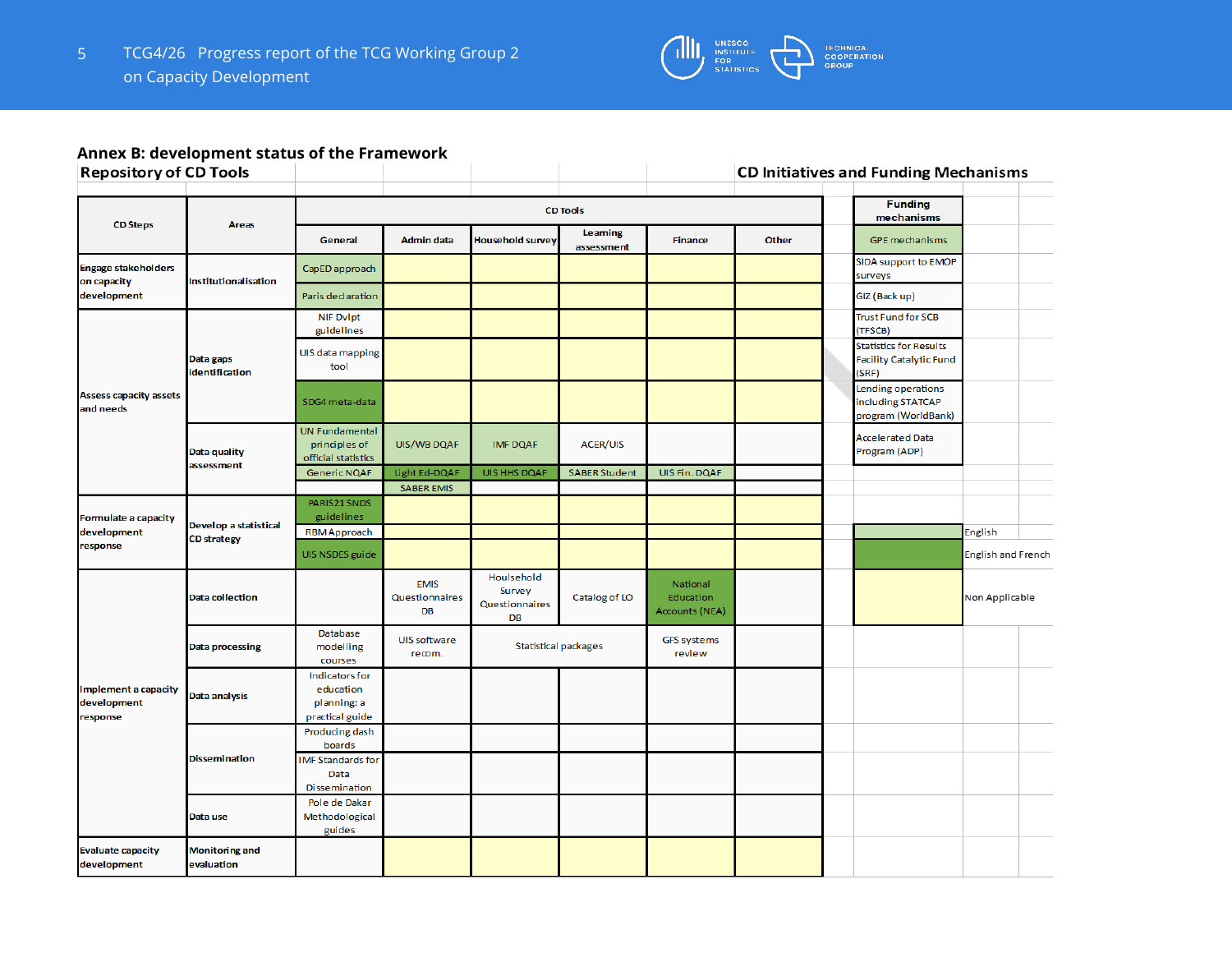## Annex B: development status of the Framework

### Repository of CD Tools

| CD Steps | Areas | CD Tools | | | | | |
|---|---|---|---|---|---|---|---|
| | | General | Admin data | Household survey | Learning assessment | Finance | Other |
| Engage stakeholders on capacity development | Institutionalisation | CapED approach | | | | | |
| | | Paris declaration | | | | | |
| Assess capacity assets and needs | Data gaps identification | NIF Dvlpt guidelines | | | | | |
| | | UIS data mapping tool | | | | | |
| | | SDG4 meta-data | | | | | |
| | Data quality assessment | UN Fundamental principles of official statistics | UIS/WB DQAF | IMF DQAF | ACER/UIS | | |
| | | Generic NQAF | Light Ed-DQAF | UIS HHS DQAF | SABER Student | UIS Fin. DQAF | |
| | | | SABER EMIS | | | | |
| Formulate a capacity development response | Develop a statistical CD strategy | PARIS21 SNDS guidelines | | | | | |
| | | RBM Approach | | | | | |
| | | UIS NSDES guide | | | | | |
| Implement a capacity development response | Data collection | | EMIS Questionnaires DB | Houlsehold Survey Questionnaires DB | Catalog of LO | National Education Accounts (NEA) | |
| | Data processing | Database modelling courses | UIS software recom. | Statistical packages | | GFS systems review | |
| | Data analysis | Indicators for education planning: a practical guide | | | | | |
| | Dissemination | Producing dash boards | | | | | |
| | | IMF Standards for Data Dissemination | | | | | |
| | Data use | Pole de Dakar Methodological guides | | | | | |
| Evaluate capacity development | Monitoring and evaluation | | | | | | |

### CD Initiatives and Funding Mechanisms

| Funding mechanisms |
|---|
| GPE mechanisms |
| SIDA support to EMOP surveys |
| GIZ (Back up) |
| Trust Fund for SCB (TFSCB) |
| Statistics for Results Facility Catalytic Fund (SRF) |
| Lending operations including STATCAP program (WorldBank) |
| Accelerated Data Program (ADP) |

Legend:

- Light green: English
- Dark green: English and French
- Yellow: Non Applicable